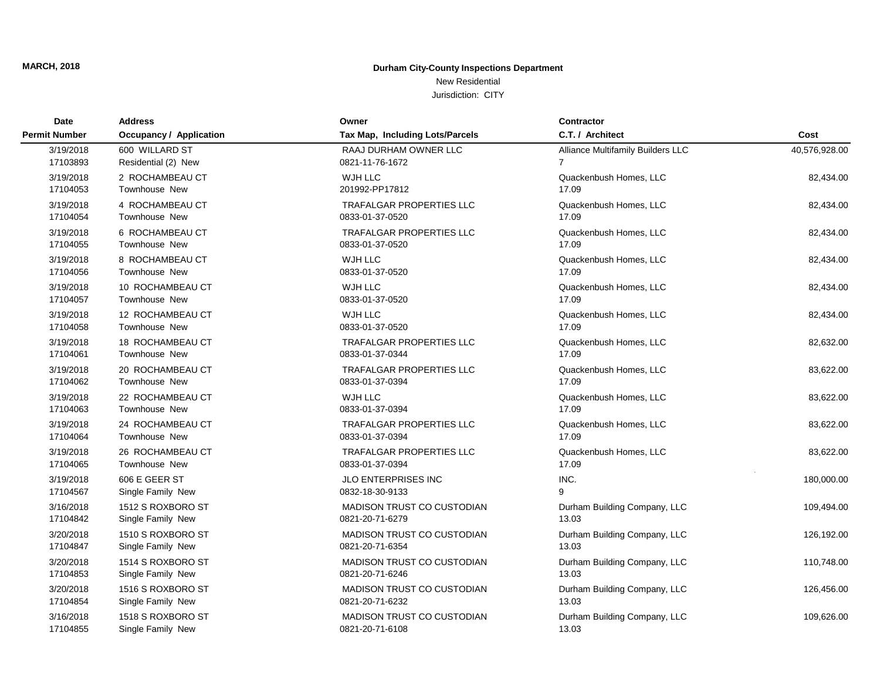**MARCH, 2018**

# Durham City-County Inspections Department

New Residential

Jurisdiction: CITY

| Date<br>Permit Number | Address<br>Occupancy / Application | Owner<br>Tax Map, Including Lots/Parcels | Contractor<br>C.T. / Architect | Cost |
|---|---|---|---|---|
| 3/19/2018<br>17103893 | 600 WILLARD ST<br>Residential (2) New | RAAJ DURHAM OWNER LLC<br>0821-11-76-1672 | Alliance Multifamily Builders LLC<br>7 | 40,576,928.00 |
| 3/19/2018<br>17104053 | 2 ROCHAMBEAU CT<br>Townhouse New | WJH LLC<br>201992-PP17812 | Quackenbush Homes, LLC<br>17.09 | 82,434.00 |
| 3/19/2018<br>17104054 | 4 ROCHAMBEAU CT<br>Townhouse New | TRAFALGAR PROPERTIES LLC<br>0833-01-37-0520 | Quackenbush Homes, LLC<br>17.09 | 82,434.00 |
| 3/19/2018<br>17104055 | 6 ROCHAMBEAU CT<br>Townhouse New | TRAFALGAR PROPERTIES LLC<br>0833-01-37-0520 | Quackenbush Homes, LLC<br>17.09 | 82,434.00 |
| 3/19/2018<br>17104056 | 8 ROCHAMBEAU CT<br>Townhouse New | WJH LLC<br>0833-01-37-0520 | Quackenbush Homes, LLC<br>17.09 | 82,434.00 |
| 3/19/2018<br>17104057 | 10 ROCHAMBEAU CT<br>Townhouse New | WJH LLC<br>0833-01-37-0520 | Quackenbush Homes, LLC<br>17.09 | 82,434.00 |
| 3/19/2018<br>17104058 | 12 ROCHAMBEAU CT<br>Townhouse New | WJH LLC<br>0833-01-37-0520 | Quackenbush Homes, LLC<br>17.09 | 82,434.00 |
| 3/19/2018<br>17104061 | 18 ROCHAMBEAU CT<br>Townhouse New | TRAFALGAR PROPERTIES LLC<br>0833-01-37-0344 | Quackenbush Homes, LLC<br>17.09 | 82,632.00 |
| 3/19/2018<br>17104062 | 20 ROCHAMBEAU CT<br>Townhouse New | TRAFALGAR PROPERTIES LLC<br>0833-01-37-0394 | Quackenbush Homes, LLC<br>17.09 | 83,622.00 |
| 3/19/2018<br>17104063 | 22 ROCHAMBEAU CT<br>Townhouse New | WJH LLC<br>0833-01-37-0394 | Quackenbush Homes, LLC<br>17.09 | 83,622.00 |
| 3/19/2018<br>17104064 | 24 ROCHAMBEAU CT<br>Townhouse New | TRAFALGAR PROPERTIES LLC<br>0833-01-37-0394 | Quackenbush Homes, LLC<br>17.09 | 83,622.00 |
| 3/19/2018<br>17104065 | 26 ROCHAMBEAU CT<br>Townhouse New | TRAFALGAR PROPERTIES LLC<br>0833-01-37-0394 | Quackenbush Homes, LLC<br>17.09 | 83,622.00 |
| 3/19/2018<br>17104567 | 606 E GEER ST<br>Single Family New | JLO ENTERPRISES INC<br>0832-18-30-9133 | INC.<br>9 | 180,000.00 |
| 3/16/2018<br>17104842 | 1512 S ROXBORO ST<br>Single Family New | MADISON TRUST CO CUSTODIAN<br>0821-20-71-6279 | Durham Building Company, LLC<br>13.03 | 109,494.00 |
| 3/20/2018<br>17104847 | 1510 S ROXBORO ST<br>Single Family New | MADISON TRUST CO CUSTODIAN<br>0821-20-71-6354 | Durham Building Company, LLC<br>13.03 | 126,192.00 |
| 3/20/2018<br>17104853 | 1514 S ROXBORO ST<br>Single Family New | MADISON TRUST CO CUSTODIAN<br>0821-20-71-6246 | Durham Building Company, LLC<br>13.03 | 110,748.00 |
| 3/20/2018<br>17104854 | 1516 S ROXBORO ST<br>Single Family New | MADISON TRUST CO CUSTODIAN<br>0821-20-71-6232 | Durham Building Company, LLC<br>13.03 | 126,456.00 |
| 3/16/2018<br>17104855 | 1518 S ROXBORO ST<br>Single Family New | MADISON TRUST CO CUSTODIAN<br>0821-20-71-6108 | Durham Building Company, LLC<br>13.03 | 109,626.00 |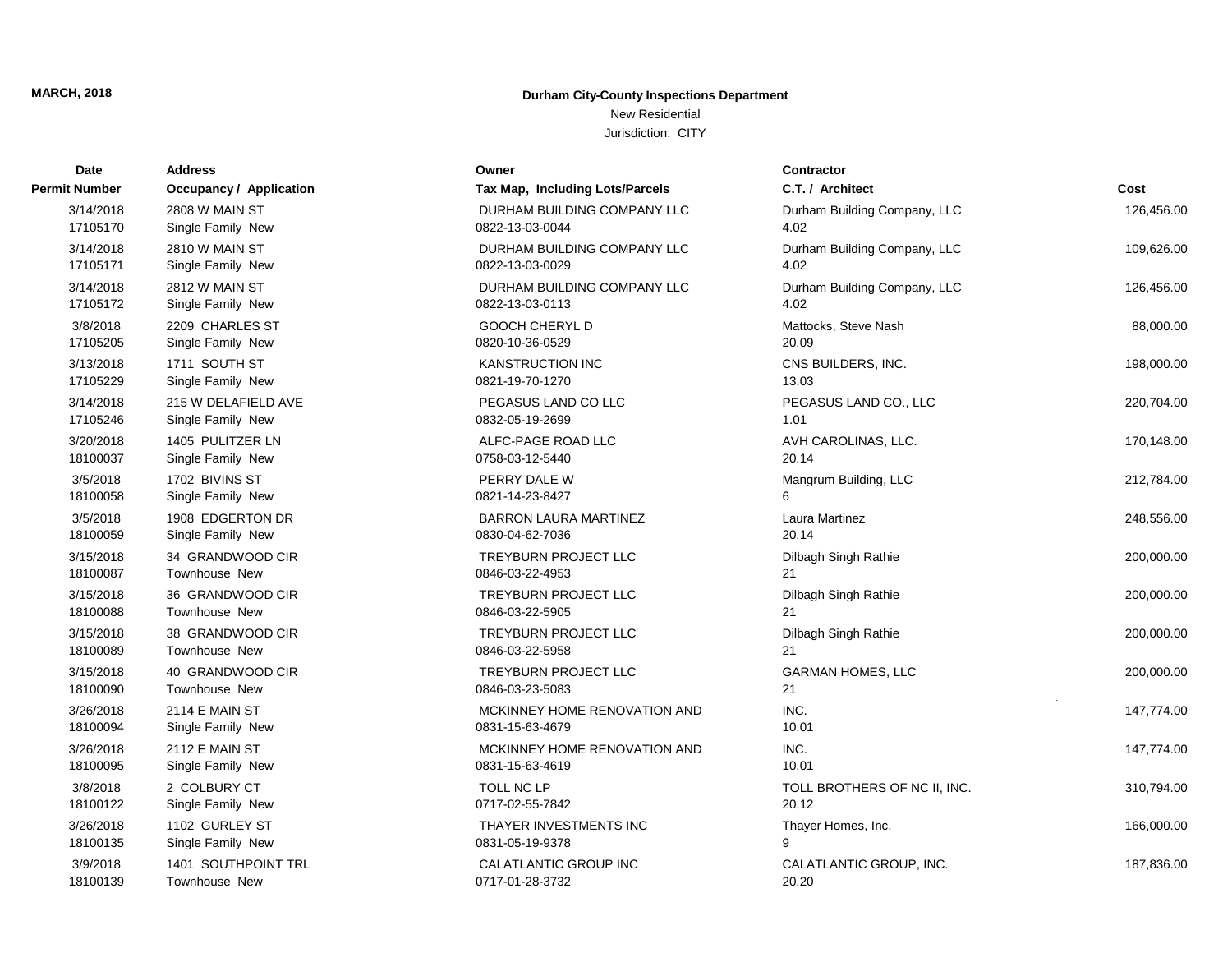**MARCH, 2018**

**Durham City-County Inspections Department**

New Residential

Jurisdiction: CITY

| Date<br>Permit Number | Address<br>Occupancy / Application | Owner<br>Tax Map, Including Lots/Parcels | Contractor<br>C.T. / Architect | Cost |
|---|---|---|---|---|
| 3/14/2018<br>17105170 | 2808 W MAIN ST<br>Single Family New | DURHAM BUILDING COMPANY LLC<br>0822-13-03-0044 | Durham Building Company, LLC<br>4.02 | 126,456.00 |
| 3/14/2018<br>17105171 | 2810 W MAIN ST<br>Single Family New | DURHAM BUILDING COMPANY LLC<br>0822-13-03-0029 | Durham Building Company, LLC<br>4.02 | 109,626.00 |
| 3/14/2018<br>17105172 | 2812 W MAIN ST<br>Single Family New | DURHAM BUILDING COMPANY LLC<br>0822-13-03-0113 | Durham Building Company, LLC<br>4.02 | 126,456.00 |
| 3/8/2018<br>17105205 | 2209 CHARLES ST<br>Single Family New | GOOCH CHERYL D<br>0820-10-36-0529 | Mattocks, Steve Nash<br>20.09 | 88,000.00 |
| 3/13/2018<br>17105229 | 1711 SOUTH ST<br>Single Family New | KANSTRUCTION INC<br>0821-19-70-1270 | CNS BUILDERS, INC.<br>13.03 | 198,000.00 |
| 3/14/2018<br>17105246 | 215 W DELAFIELD AVE<br>Single Family New | PEGASUS LAND CO LLC<br>0832-05-19-2699 | PEGASUS LAND CO., LLC<br>1.01 | 220,704.00 |
| 3/20/2018<br>18100037 | 1405 PULITZER LN<br>Single Family New | ALFC-PAGE ROAD LLC<br>0758-03-12-5440 | AVH CAROLINAS, LLC.<br>20.14 | 170,148.00 |
| 3/5/2018<br>18100058 | 1702 BIVINS ST<br>Single Family New | PERRY DALE W<br>0821-14-23-8427 | Mangrum Building, LLC<br>6 | 212,784.00 |
| 3/5/2018<br>18100059 | 1908 EDGERTON DR<br>Single Family New | BARRON LAURA MARTINEZ<br>0830-04-62-7036 | Laura Martinez<br>20.14 | 248,556.00 |
| 3/15/2018<br>18100087 | 34 GRANDWOOD CIR<br>Townhouse New | TREYBURN PROJECT LLC<br>0846-03-22-4953 | Dilbagh Singh Rathie<br>21 | 200,000.00 |
| 3/15/2018<br>18100088 | 36 GRANDWOOD CIR<br>Townhouse New | TREYBURN PROJECT LLC<br>0846-03-22-5905 | Dilbagh Singh Rathie<br>21 | 200,000.00 |
| 3/15/2018<br>18100089 | 38 GRANDWOOD CIR<br>Townhouse New | TREYBURN PROJECT LLC<br>0846-03-22-5958 | Dilbagh Singh Rathie<br>21 | 200,000.00 |
| 3/15/2018<br>18100090 | 40 GRANDWOOD CIR<br>Townhouse New | TREYBURN PROJECT LLC<br>0846-03-23-5083 | GARMAN HOMES, LLC<br>21 | 200,000.00 |
| 3/26/2018<br>18100094 | 2114 E MAIN ST<br>Single Family New | MCKINNEY HOME RENOVATION AND<br>0831-15-63-4679 | INC.<br>10.01 | 147,774.00 |
| 3/26/2018<br>18100095 | 2112 E MAIN ST<br>Single Family New | MCKINNEY HOME RENOVATION AND<br>0831-15-63-4619 | INC.<br>10.01 | 147,774.00 |
| 3/8/2018<br>18100122 | 2 COLBURY CT<br>Single Family New | TOLL NC LP<br>0717-02-55-7842 | TOLL BROTHERS OF NC II, INC.<br>20.12 | 310,794.00 |
| 3/26/2018<br>18100135 | 1102 GURLEY ST<br>Single Family New | THAYER INVESTMENTS INC<br>0831-05-19-9378 | Thayer Homes, Inc.<br>9 | 166,000.00 |
| 3/9/2018<br>18100139 | 1401 SOUTHPOINT TRL<br>Townhouse New | CALATLANTIC GROUP INC<br>0717-01-28-3732 | CALATLANTIC GROUP, INC.<br>20.20 | 187,836.00 |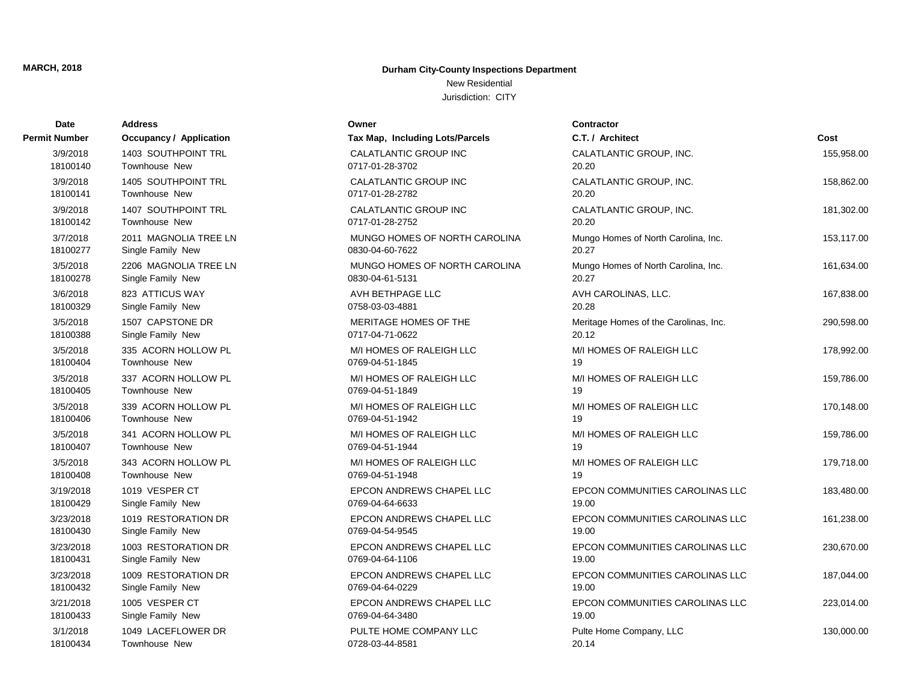**MARCH, 2018**

**Durham City-County Inspections Department**

New Residential

Jurisdiction: CITY

| Date / Permit Number | Address / Occupancy / Application | Owner / Tax Map, Including Lots/Parcels | Contractor / C.T. / Architect | Cost |
|---|---|---|---|---|
| 3/9/2018<br>18100140 | 1403 SOUTHPOINT TRL<br>Townhouse New | CALATLANTIC GROUP INC<br>0717-01-28-3702 | CALATLANTIC GROUP, INC.<br>20.20 | 155,958.00 |
| 3/9/2018<br>18100141 | 1405 SOUTHPOINT TRL<br>Townhouse New | CALATLANTIC GROUP INC<br>0717-01-28-2782 | CALATLANTIC GROUP, INC.<br>20.20 | 158,862.00 |
| 3/9/2018<br>18100142 | 1407 SOUTHPOINT TRL<br>Townhouse New | CALATLANTIC GROUP INC<br>0717-01-28-2752 | CALATLANTIC GROUP, INC.<br>20.20 | 181,302.00 |
| 3/7/2018<br>18100277 | 2011 MAGNOLIA TREE LN<br>Single Family New | MUNGO HOMES OF NORTH CAROLINA<br>0830-04-60-7622 | Mungo Homes of North Carolina, Inc.<br>20.27 | 153,117.00 |
| 3/5/2018<br>18100278 | 2206 MAGNOLIA TREE LN<br>Single Family New | MUNGO HOMES OF NORTH CAROLINA<br>0830-04-61-5131 | Mungo Homes of North Carolina, Inc.<br>20.27 | 161,634.00 |
| 3/6/2018<br>18100329 | 823 ATTICUS WAY<br>Single Family New | AVH BETHPAGE LLC<br>0758-03-03-4881 | AVH CAROLINAS, LLC.<br>20.28 | 167,838.00 |
| 3/5/2018<br>18100388 | 1507 CAPSTONE DR<br>Single Family New | MERITAGE HOMES OF THE<br>0717-04-71-0622 | Meritage Homes of the Carolinas, Inc.<br>20.12 | 290,598.00 |
| 3/5/2018<br>18100404 | 335 ACORN HOLLOW PL<br>Townhouse New | M/I HOMES OF RALEIGH LLC<br>0769-04-51-1845 | M/I HOMES OF RALEIGH LLC<br>19 | 178,992.00 |
| 3/5/2018<br>18100405 | 337 ACORN HOLLOW PL<br>Townhouse New | M/I HOMES OF RALEIGH LLC<br>0769-04-51-1849 | M/I HOMES OF RALEIGH LLC<br>19 | 159,786.00 |
| 3/5/2018<br>18100406 | 339 ACORN HOLLOW PL<br>Townhouse New | M/I HOMES OF RALEIGH LLC<br>0769-04-51-1942 | M/I HOMES OF RALEIGH LLC<br>19 | 170,148.00 |
| 3/5/2018<br>18100407 | 341 ACORN HOLLOW PL<br>Townhouse New | M/I HOMES OF RALEIGH LLC<br>0769-04-51-1944 | M/I HOMES OF RALEIGH LLC<br>19 | 159,786.00 |
| 3/5/2018<br>18100408 | 343 ACORN HOLLOW PL<br>Townhouse New | M/I HOMES OF RALEIGH LLC<br>0769-04-51-1948 | M/I HOMES OF RALEIGH LLC<br>19 | 179,718.00 |
| 3/19/2018<br>18100429 | 1019 VESPER CT<br>Single Family New | EPCON ANDREWS CHAPEL LLC<br>0769-04-64-6633 | EPCON COMMUNITIES CAROLINAS LLC<br>19.00 | 183,480.00 |
| 3/23/2018<br>18100430 | 1019 RESTORATION DR<br>Single Family New | EPCON ANDREWS CHAPEL LLC<br>0769-04-54-9545 | EPCON COMMUNITIES CAROLINAS LLC<br>19.00 | 161,238.00 |
| 3/23/2018<br>18100431 | 1003 RESTORATION DR<br>Single Family New | EPCON ANDREWS CHAPEL LLC<br>0769-04-64-1106 | EPCON COMMUNITIES CAROLINAS LLC<br>19.00 | 230,670.00 |
| 3/23/2018<br>18100432 | 1009 RESTORATION DR<br>Single Family New | EPCON ANDREWS CHAPEL LLC<br>0769-04-64-0229 | EPCON COMMUNITIES CAROLINAS LLC<br>19.00 | 187,044.00 |
| 3/21/2018<br>18100433 | 1005 VESPER CT<br>Single Family New | EPCON ANDREWS CHAPEL LLC<br>0769-04-64-3480 | EPCON COMMUNITIES CAROLINAS LLC<br>19.00 | 223,014.00 |
| 3/1/2018<br>18100434 | 1049 LACEFLOWER DR<br>Townhouse New | PULTE HOME COMPANY LLC<br>0728-03-44-8581 | Pulte Home Company, LLC<br>20.14 | 130,000.00 |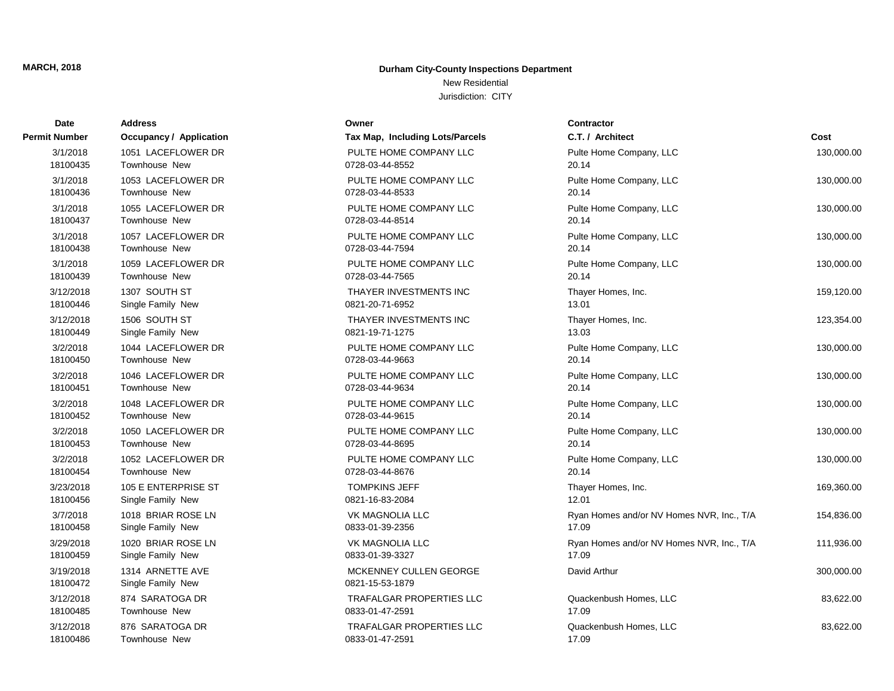**MARCH, 2018**

**Durham City-County Inspections Department**

New Residential

Jurisdiction: CITY

| Date / Permit Number | Address / Occupancy / Application | Owner / Tax Map, Including Lots/Parcels | Contractor / C.T. / Architect | Cost |
|---|---|---|---|---|
| 3/1/2018<br>18100435 | 1051 LACEFLOWER DR<br>Townhouse New | PULTE HOME COMPANY LLC<br>0728-03-44-8552 | Pulte Home Company, LLC<br>20.14 | 130,000.00 |
| 3/1/2018<br>18100436 | 1053 LACEFLOWER DR<br>Townhouse New | PULTE HOME COMPANY LLC<br>0728-03-44-8533 | Pulte Home Company, LLC<br>20.14 | 130,000.00 |
| 3/1/2018<br>18100437 | 1055 LACEFLOWER DR<br>Townhouse New | PULTE HOME COMPANY LLC<br>0728-03-44-8514 | Pulte Home Company, LLC<br>20.14 | 130,000.00 |
| 3/1/2018<br>18100438 | 1057 LACEFLOWER DR<br>Townhouse New | PULTE HOME COMPANY LLC<br>0728-03-44-7594 | Pulte Home Company, LLC<br>20.14 | 130,000.00 |
| 3/1/2018<br>18100439 | 1059 LACEFLOWER DR<br>Townhouse New | PULTE HOME COMPANY LLC<br>0728-03-44-7565 | Pulte Home Company, LLC<br>20.14 | 130,000.00 |
| 3/12/2018<br>18100446 | 1307 SOUTH ST<br>Single Family New | THAYER INVESTMENTS INC<br>0821-20-71-6952 | Thayer Homes, Inc.<br>13.01 | 159,120.00 |
| 3/12/2018<br>18100449 | 1506 SOUTH ST<br>Single Family New | THAYER INVESTMENTS INC<br>0821-19-71-1275 | Thayer Homes, Inc.<br>13.03 | 123,354.00 |
| 3/2/2018<br>18100450 | 1044 LACEFLOWER DR<br>Townhouse New | PULTE HOME COMPANY LLC<br>0728-03-44-9663 | Pulte Home Company, LLC<br>20.14 | 130,000.00 |
| 3/2/2018<br>18100451 | 1046 LACEFLOWER DR<br>Townhouse New | PULTE HOME COMPANY LLC<br>0728-03-44-9634 | Pulte Home Company, LLC<br>20.14 | 130,000.00 |
| 3/2/2018<br>18100452 | 1048 LACEFLOWER DR<br>Townhouse New | PULTE HOME COMPANY LLC<br>0728-03-44-9615 | Pulte Home Company, LLC<br>20.14 | 130,000.00 |
| 3/2/2018<br>18100453 | 1050 LACEFLOWER DR<br>Townhouse New | PULTE HOME COMPANY LLC<br>0728-03-44-8695 | Pulte Home Company, LLC<br>20.14 | 130,000.00 |
| 3/2/2018<br>18100454 | 1052 LACEFLOWER DR<br>Townhouse New | PULTE HOME COMPANY LLC<br>0728-03-44-8676 | Pulte Home Company, LLC<br>20.14 | 130,000.00 |
| 3/23/2018<br>18100456 | 105 E ENTERPRISE ST<br>Single Family New | TOMPKINS JEFF<br>0821-16-83-2084 | Thayer Homes, Inc.<br>12.01 | 169,360.00 |
| 3/7/2018<br>18100458 | 1018 BRIAR ROSE LN<br>Single Family New | VK MAGNOLIA LLC<br>0833-01-39-2356 | Ryan Homes and/or NV Homes NVR, Inc., T/A<br>17.09 | 154,836.00 |
| 3/29/2018<br>18100459 | 1020 BRIAR ROSE LN<br>Single Family New | VK MAGNOLIA LLC<br>0833-01-39-3327 | Ryan Homes and/or NV Homes NVR, Inc., T/A<br>17.09 | 111,936.00 |
| 3/19/2018<br>18100472 | 1314 ARNETTE AVE<br>Single Family New | MCKENNEY CULLEN GEORGE<br>0821-15-53-1879 | David Arthur | 300,000.00 |
| 3/12/2018<br>18100485 | 874 SARATOGA DR<br>Townhouse New | TRAFALGAR PROPERTIES LLC<br>0833-01-47-2591 | Quackenbush Homes, LLC<br>17.09 | 83,622.00 |
| 3/12/2018<br>18100486 | 876 SARATOGA DR<br>Townhouse New | TRAFALGAR PROPERTIES LLC<br>0833-01-47-2591 | Quackenbush Homes, LLC<br>17.09 | 83,622.00 |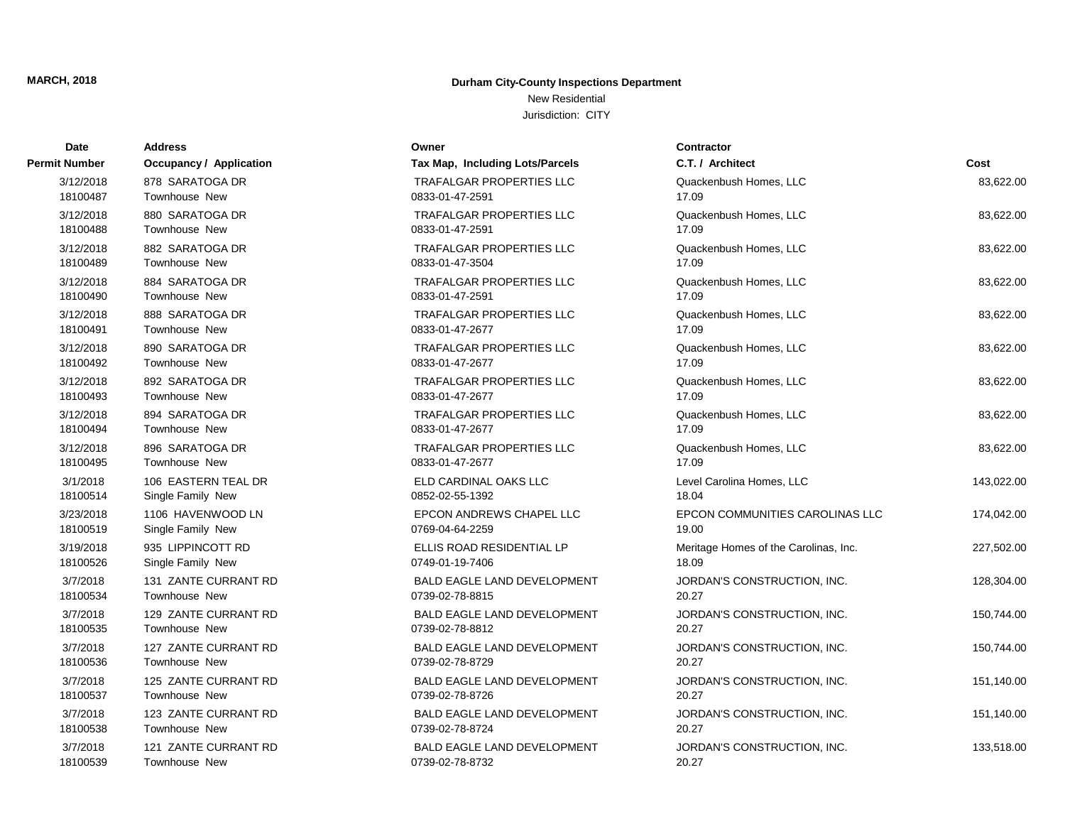**MARCH, 2018**

# Durham City-County Inspections Department

New Residential

Jurisdiction: CITY

| Date / Permit Number | Address / Occupancy / Application | Owner / Tax Map, Including Lots/Parcels | Contractor / C.T. / Architect | Cost |
|---|---|---|---|---|
| 3/12/2018<br>18100487 | 878 SARATOGA DR<br>Townhouse New | TRAFALGAR PROPERTIES LLC<br>0833-01-47-2591 | Quackenbush Homes, LLC<br>17.09 | 83,622.00 |
| 3/12/2018<br>18100488 | 880 SARATOGA DR<br>Townhouse New | TRAFALGAR PROPERTIES LLC<br>0833-01-47-2591 | Quackenbush Homes, LLC<br>17.09 | 83,622.00 |
| 3/12/2018<br>18100489 | 882 SARATOGA DR<br>Townhouse New | TRAFALGAR PROPERTIES LLC<br>0833-01-47-3504 | Quackenbush Homes, LLC<br>17.09 | 83,622.00 |
| 3/12/2018<br>18100490 | 884 SARATOGA DR<br>Townhouse New | TRAFALGAR PROPERTIES LLC<br>0833-01-47-2591 | Quackenbush Homes, LLC<br>17.09 | 83,622.00 |
| 3/12/2018<br>18100491 | 888 SARATOGA DR<br>Townhouse New | TRAFALGAR PROPERTIES LLC<br>0833-01-47-2677 | Quackenbush Homes, LLC<br>17.09 | 83,622.00 |
| 3/12/2018<br>18100492 | 890 SARATOGA DR<br>Townhouse New | TRAFALGAR PROPERTIES LLC<br>0833-01-47-2677 | Quackenbush Homes, LLC<br>17.09 | 83,622.00 |
| 3/12/2018<br>18100493 | 892 SARATOGA DR<br>Townhouse New | TRAFALGAR PROPERTIES LLC<br>0833-01-47-2677 | Quackenbush Homes, LLC<br>17.09 | 83,622.00 |
| 3/12/2018<br>18100494 | 894 SARATOGA DR<br>Townhouse New | TRAFALGAR PROPERTIES LLC<br>0833-01-47-2677 | Quackenbush Homes, LLC<br>17.09 | 83,622.00 |
| 3/12/2018<br>18100495 | 896 SARATOGA DR<br>Townhouse New | TRAFALGAR PROPERTIES LLC<br>0833-01-47-2677 | Quackenbush Homes, LLC<br>17.09 | 83,622.00 |
| 3/1/2018<br>18100514 | 106 EASTERN TEAL DR<br>Single Family New | ELD CARDINAL OAKS LLC<br>0852-02-55-1392 | Level Carolina Homes, LLC<br>18.04 | 143,022.00 |
| 3/23/2018<br>18100519 | 1106 HAVENWOOD LN<br>Single Family New | EPCON ANDREWS CHAPEL LLC<br>0769-04-64-2259 | EPCON COMMUNITIES CAROLINAS LLC<br>19.00 | 174,042.00 |
| 3/19/2018<br>18100526 | 935 LIPPINCOTT RD<br>Single Family New | ELLIS ROAD RESIDENTIAL LP<br>0749-01-19-7406 | Meritage Homes of the Carolinas, Inc.<br>18.09 | 227,502.00 |
| 3/7/2018<br>18100534 | 131 ZANTE CURRANT RD<br>Townhouse New | BALD EAGLE LAND DEVELOPMENT<br>0739-02-78-8815 | JORDAN'S CONSTRUCTION, INC.<br>20.27 | 128,304.00 |
| 3/7/2018<br>18100535 | 129 ZANTE CURRANT RD<br>Townhouse New | BALD EAGLE LAND DEVELOPMENT<br>0739-02-78-8812 | JORDAN'S CONSTRUCTION, INC.<br>20.27 | 150,744.00 |
| 3/7/2018<br>18100536 | 127 ZANTE CURRANT RD<br>Townhouse New | BALD EAGLE LAND DEVELOPMENT<br>0739-02-78-8729 | JORDAN'S CONSTRUCTION, INC.<br>20.27 | 150,744.00 |
| 3/7/2018<br>18100537 | 125 ZANTE CURRANT RD<br>Townhouse New | BALD EAGLE LAND DEVELOPMENT<br>0739-02-78-8726 | JORDAN'S CONSTRUCTION, INC.<br>20.27 | 151,140.00 |
| 3/7/2018<br>18100538 | 123 ZANTE CURRANT RD<br>Townhouse New | BALD EAGLE LAND DEVELOPMENT<br>0739-02-78-8724 | JORDAN'S CONSTRUCTION, INC.<br>20.27 | 151,140.00 |
| 3/7/2018<br>18100539 | 121 ZANTE CURRANT RD<br>Townhouse New | BALD EAGLE LAND DEVELOPMENT<br>0739-02-78-8732 | JORDAN'S CONSTRUCTION, INC.<br>20.27 | 133,518.00 |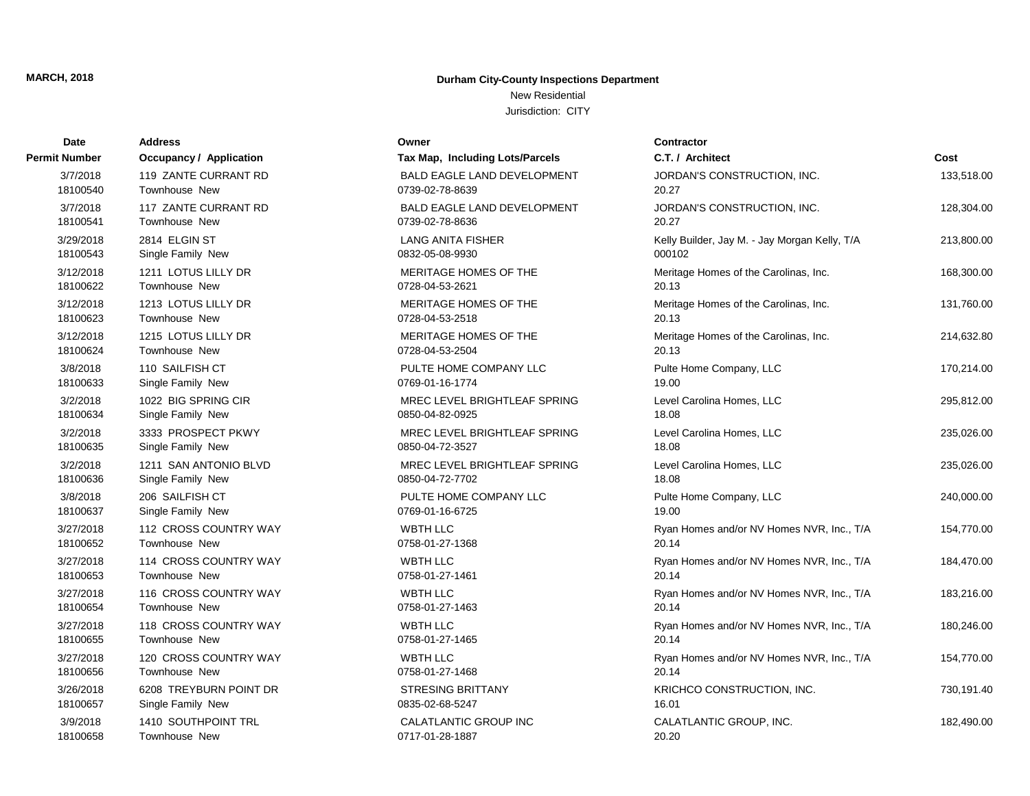**MARCH, 2018**

**Durham City-County Inspections Department**

New Residential

Jurisdiction: CITY

| Date<br>Permit Number | Address<br>Occupancy / Application | Owner<br>Tax Map, Including Lots/Parcels | Contractor<br>C.T. / Architect | Cost |
|---|---|---|---|---|
| 3/7/2018<br>18100540 | 119 ZANTE CURRANT RD<br>Townhouse New | BALD EAGLE LAND DEVELOPMENT<br>0739-02-78-8639 | JORDAN'S CONSTRUCTION, INC.<br>20.27 | 133,518.00 |
| 3/7/2018<br>18100541 | 117 ZANTE CURRANT RD<br>Townhouse New | BALD EAGLE LAND DEVELOPMENT<br>0739-02-78-8636 | JORDAN'S CONSTRUCTION, INC.<br>20.27 | 128,304.00 |
| 3/29/2018<br>18100543 | 2814 ELGIN ST<br>Single Family New | LANG ANITA FISHER<br>0832-05-08-9930 | Kelly Builder, Jay M. - Jay Morgan Kelly, T/A<br>000102 | 213,800.00 |
| 3/12/2018<br>18100622 | 1211 LOTUS LILLY DR<br>Townhouse New | MERITAGE HOMES OF THE<br>0728-04-53-2621 | Meritage Homes of the Carolinas, Inc.<br>20.13 | 168,300.00 |
| 3/12/2018<br>18100623 | 1213 LOTUS LILLY DR<br>Townhouse New | MERITAGE HOMES OF THE<br>0728-04-53-2518 | Meritage Homes of the Carolinas, Inc.<br>20.13 | 131,760.00 |
| 3/12/2018<br>18100624 | 1215 LOTUS LILLY DR<br>Townhouse New | MERITAGE HOMES OF THE<br>0728-04-53-2504 | Meritage Homes of the Carolinas, Inc.<br>20.13 | 214,632.80 |
| 3/8/2018<br>18100633 | 110 SAILFISH CT<br>Single Family New | PULTE HOME COMPANY LLC<br>0769-01-16-1774 | Pulte Home Company, LLC<br>19.00 | 170,214.00 |
| 3/2/2018<br>18100634 | 1022 BIG SPRING CIR<br>Single Family New | MREC LEVEL BRIGHTLEAF SPRING<br>0850-04-82-0925 | Level Carolina Homes, LLC<br>18.08 | 295,812.00 |
| 3/2/2018<br>18100635 | 3333 PROSPECT PKWY<br>Single Family New | MREC LEVEL BRIGHTLEAF SPRING<br>0850-04-72-3527 | Level Carolina Homes, LLC<br>18.08 | 235,026.00 |
| 3/2/2018<br>18100636 | 1211 SAN ANTONIO BLVD<br>Single Family New | MREC LEVEL BRIGHTLEAF SPRING<br>0850-04-72-7702 | Level Carolina Homes, LLC<br>18.08 | 235,026.00 |
| 3/8/2018<br>18100637 | 206 SAILFISH CT<br>Single Family New | PULTE HOME COMPANY LLC<br>0769-01-16-6725 | Pulte Home Company, LLC<br>19.00 | 240,000.00 |
| 3/27/2018<br>18100652 | 112 CROSS COUNTRY WAY<br>Townhouse New | WBTH LLC<br>0758-01-27-1368 | Ryan Homes and/or NV Homes NVR, Inc., T/A<br>20.14 | 154,770.00 |
| 3/27/2018<br>18100653 | 114 CROSS COUNTRY WAY<br>Townhouse New | WBTH LLC<br>0758-01-27-1461 | Ryan Homes and/or NV Homes NVR, Inc., T/A<br>20.14 | 184,470.00 |
| 3/27/2018<br>18100654 | 116 CROSS COUNTRY WAY<br>Townhouse New | WBTH LLC<br>0758-01-27-1463 | Ryan Homes and/or NV Homes NVR, Inc., T/A<br>20.14 | 183,216.00 |
| 3/27/2018<br>18100655 | 118 CROSS COUNTRY WAY<br>Townhouse New | WBTH LLC<br>0758-01-27-1465 | Ryan Homes and/or NV Homes NVR, Inc., T/A<br>20.14 | 180,246.00 |
| 3/27/2018<br>18100656 | 120 CROSS COUNTRY WAY<br>Townhouse New | WBTH LLC<br>0758-01-27-1468 | Ryan Homes and/or NV Homes NVR, Inc., T/A<br>20.14 | 154,770.00 |
| 3/26/2018<br>18100657 | 6208 TREYBURN POINT DR<br>Single Family New | STRESING BRITTANY<br>0835-02-68-5247 | KRICHCO CONSTRUCTION, INC.<br>16.01 | 730,191.40 |
| 3/9/2018<br>18100658 | 1410 SOUTHPOINT TRL<br>Townhouse New | CALATLANTIC GROUP INC<br>0717-01-28-1887 | CALATLANTIC GROUP, INC.<br>20.20 | 182,490.00 |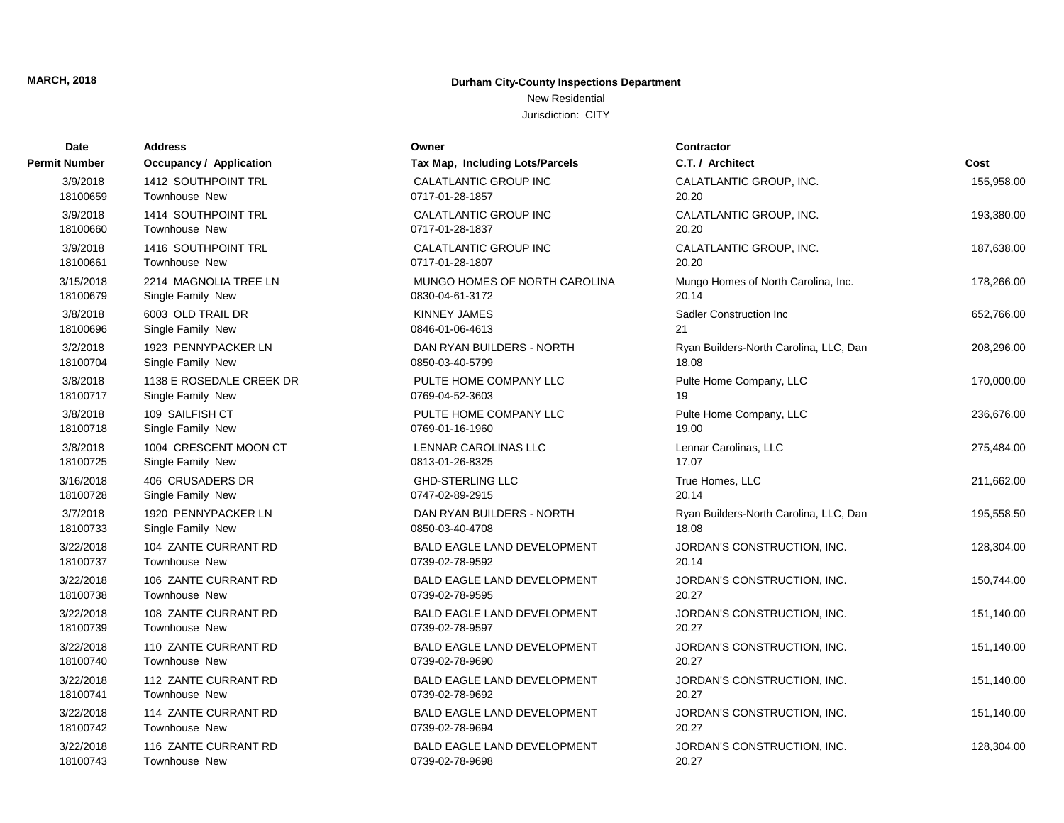**MARCH, 2018**

## Durham City-County Inspections Department

New Residential

Jurisdiction: CITY

| Date / Permit Number | Address / Occupancy / Application | Owner / Tax Map, Including Lots/Parcels | Contractor / C.T. / Architect | Cost |
|---|---|---|---|---|
| 3/9/2018<br>18100659 | 1412 SOUTHPOINT TRL<br>Townhouse New | CALATLANTIC GROUP INC<br>0717-01-28-1857 | CALATLANTIC GROUP, INC.<br>20.20 | 155,958.00 |
| 3/9/2018<br>18100660 | 1414 SOUTHPOINT TRL<br>Townhouse New | CALATLANTIC GROUP INC<br>0717-01-28-1837 | CALATLANTIC GROUP, INC.<br>20.20 | 193,380.00 |
| 3/9/2018<br>18100661 | 1416 SOUTHPOINT TRL<br>Townhouse New | CALATLANTIC GROUP INC<br>0717-01-28-1807 | CALATLANTIC GROUP, INC.<br>20.20 | 187,638.00 |
| 3/15/2018<br>18100679 | 2214 MAGNOLIA TREE LN<br>Single Family New | MUNGO HOMES OF NORTH CAROLINA<br>0830-04-61-3172 | Mungo Homes of North Carolina, Inc.<br>20.14 | 178,266.00 |
| 3/8/2018<br>18100696 | 6003 OLD TRAIL DR<br>Single Family New | KINNEY JAMES<br>0846-01-06-4613 | Sadler Construction Inc<br>21 | 652,766.00 |
| 3/2/2018<br>18100704 | 1923 PENNYPACKER LN<br>Single Family New | DAN RYAN BUILDERS - NORTH<br>0850-03-40-5799 | Ryan Builders-North Carolina, LLC, Dan<br>18.08 | 208,296.00 |
| 3/8/2018<br>18100717 | 1138 E ROSEDALE CREEK DR<br>Single Family New | PULTE HOME COMPANY LLC<br>0769-04-52-3603 | Pulte Home Company, LLC<br>19 | 170,000.00 |
| 3/8/2018<br>18100718 | 109 SAILFISH CT<br>Single Family New | PULTE HOME COMPANY LLC<br>0769-01-16-1960 | Pulte Home Company, LLC<br>19.00 | 236,676.00 |
| 3/8/2018<br>18100725 | 1004 CRESCENT MOON CT<br>Single Family New | LENNAR CAROLINAS LLC<br>0813-01-26-8325 | Lennar Carolinas, LLC<br>17.07 | 275,484.00 |
| 3/16/2018<br>18100728 | 406 CRUSADERS DR<br>Single Family New | GHD-STERLING LLC<br>0747-02-89-2915 | True Homes, LLC<br>20.14 | 211,662.00 |
| 3/7/2018<br>18100733 | 1920 PENNYPACKER LN<br>Single Family New | DAN RYAN BUILDERS - NORTH<br>0850-03-40-4708 | Ryan Builders-North Carolina, LLC, Dan<br>18.08 | 195,558.50 |
| 3/22/2018<br>18100737 | 104 ZANTE CURRANT RD<br>Townhouse New | BALD EAGLE LAND DEVELOPMENT<br>0739-02-78-9592 | JORDAN'S CONSTRUCTION, INC.<br>20.14 | 128,304.00 |
| 3/22/2018<br>18100738 | 106 ZANTE CURRANT RD<br>Townhouse New | BALD EAGLE LAND DEVELOPMENT<br>0739-02-78-9595 | JORDAN'S CONSTRUCTION, INC.<br>20.27 | 150,744.00 |
| 3/22/2018<br>18100739 | 108 ZANTE CURRANT RD<br>Townhouse New | BALD EAGLE LAND DEVELOPMENT<br>0739-02-78-9597 | JORDAN'S CONSTRUCTION, INC.<br>20.27 | 151,140.00 |
| 3/22/2018<br>18100740 | 110 ZANTE CURRANT RD<br>Townhouse New | BALD EAGLE LAND DEVELOPMENT<br>0739-02-78-9690 | JORDAN'S CONSTRUCTION, INC.<br>20.27 | 151,140.00 |
| 3/22/2018<br>18100741 | 112 ZANTE CURRANT RD<br>Townhouse New | BALD EAGLE LAND DEVELOPMENT<br>0739-02-78-9692 | JORDAN'S CONSTRUCTION, INC.<br>20.27 | 151,140.00 |
| 3/22/2018<br>18100742 | 114 ZANTE CURRANT RD<br>Townhouse New | BALD EAGLE LAND DEVELOPMENT<br>0739-02-78-9694 | JORDAN'S CONSTRUCTION, INC.<br>20.27 | 151,140.00 |
| 3/22/2018<br>18100743 | 116 ZANTE CURRANT RD<br>Townhouse New | BALD EAGLE LAND DEVELOPMENT<br>0739-02-78-9698 | JORDAN'S CONSTRUCTION, INC.<br>20.27 | 128,304.00 |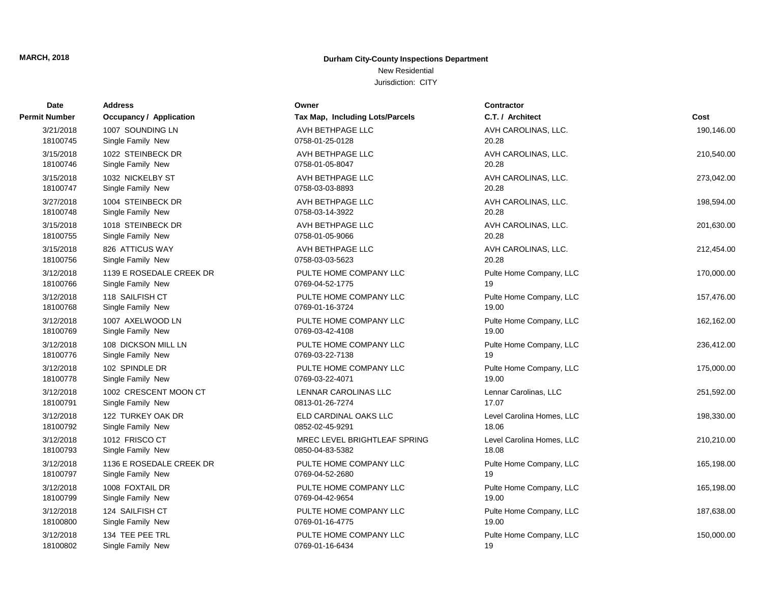**MARCH, 2018**

**Durham City-County Inspections Department**

New Residential

Jurisdiction: CITY

| Date / Permit Number | Address / Occupancy / Application | Owner / Tax Map, Including Lots/Parcels | Contractor / C.T. / Architect | Cost |
|---|---|---|---|---|
| 3/21/2018<br>18100745 | 1007 SOUNDING LN<br>Single Family New | AVH BETHPAGE LLC<br>0758-01-25-0128 | AVH CAROLINAS, LLC.<br>20.28 | 190,146.00 |
| 3/15/2018<br>18100746 | 1022 STEINBECK DR<br>Single Family New | AVH BETHPAGE LLC<br>0758-01-05-8047 | AVH CAROLINAS, LLC.<br>20.28 | 210,540.00 |
| 3/15/2018<br>18100747 | 1032 NICKELBY ST<br>Single Family New | AVH BETHPAGE LLC<br>0758-03-03-8893 | AVH CAROLINAS, LLC.<br>20.28 | 273,042.00 |
| 3/27/2018<br>18100748 | 1004 STEINBECK DR<br>Single Family New | AVH BETHPAGE LLC<br>0758-03-14-3922 | AVH CAROLINAS, LLC.<br>20.28 | 198,594.00 |
| 3/15/2018<br>18100755 | 1018 STEINBECK DR<br>Single Family New | AVH BETHPAGE LLC<br>0758-01-05-9066 | AVH CAROLINAS, LLC.<br>20.28 | 201,630.00 |
| 3/15/2018<br>18100756 | 826 ATTICUS WAY<br>Single Family New | AVH BETHPAGE LLC<br>0758-03-03-5623 | AVH CAROLINAS, LLC.<br>20.28 | 212,454.00 |
| 3/12/2018<br>18100766 | 1139 E ROSEDALE CREEK DR<br>Single Family New | PULTE HOME COMPANY LLC<br>0769-04-52-1775 | Pulte Home Company, LLC<br>19 | 170,000.00 |
| 3/12/2018<br>18100768 | 118 SAILFISH CT<br>Single Family New | PULTE HOME COMPANY LLC<br>0769-01-16-3724 | Pulte Home Company, LLC<br>19.00 | 157,476.00 |
| 3/12/2018<br>18100769 | 1007 AXELWOOD LN<br>Single Family New | PULTE HOME COMPANY LLC<br>0769-03-42-4108 | Pulte Home Company, LLC<br>19.00 | 162,162.00 |
| 3/12/2018<br>18100776 | 108 DICKSON MILL LN<br>Single Family New | PULTE HOME COMPANY LLC<br>0769-03-22-7138 | Pulte Home Company, LLC<br>19 | 236,412.00 |
| 3/12/2018<br>18100778 | 102 SPINDLE DR<br>Single Family New | PULTE HOME COMPANY LLC<br>0769-03-22-4071 | Pulte Home Company, LLC<br>19.00 | 175,000.00 |
| 3/12/2018<br>18100791 | 1002 CRESCENT MOON CT<br>Single Family New | LENNAR CAROLINAS LLC<br>0813-01-26-7274 | Lennar Carolinas, LLC<br>17.07 | 251,592.00 |
| 3/12/2018<br>18100792 | 122 TURKEY OAK DR<br>Single Family New | ELD CARDINAL OAKS LLC<br>0852-02-45-9291 | Level Carolina Homes, LLC<br>18.06 | 198,330.00 |
| 3/12/2018<br>18100793 | 1012 FRISCO CT<br>Single Family New | MREC LEVEL BRIGHTLEAF SPRING<br>0850-04-83-5382 | Level Carolina Homes, LLC<br>18.08 | 210,210.00 |
| 3/12/2018<br>18100797 | 1136 E ROSEDALE CREEK DR<br>Single Family New | PULTE HOME COMPANY LLC<br>0769-04-52-2680 | Pulte Home Company, LLC<br>19 | 165,198.00 |
| 3/12/2018<br>18100799 | 1008 FOXTAIL DR<br>Single Family New | PULTE HOME COMPANY LLC<br>0769-04-42-9654 | Pulte Home Company, LLC<br>19.00 | 165,198.00 |
| 3/12/2018<br>18100800 | 124 SAILFISH CT<br>Single Family New | PULTE HOME COMPANY LLC<br>0769-01-16-4775 | Pulte Home Company, LLC<br>19.00 | 187,638.00 |
| 3/12/2018<br>18100802 | 134 TEE PEE TRL<br>Single Family New | PULTE HOME COMPANY LLC<br>0769-01-16-6434 | Pulte Home Company, LLC<br>19 | 150,000.00 |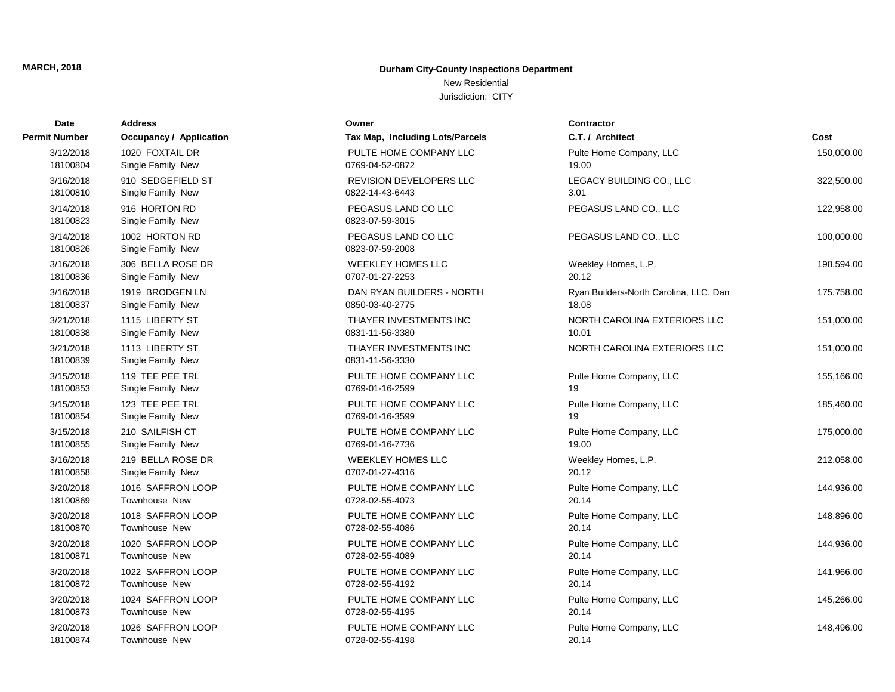**MARCH, 2018**

**Durham City-County Inspections Department**

New Residential

Jurisdiction: CITY

| Date / Permit Number | Address / Occupancy / Application | Owner / Tax Map, Including Lots/Parcels | Contractor / C.T. / Architect | Cost |
|---|---|---|---|---|
| 3/12/2018<br>18100804 | 1020 FOXTAIL DR<br>Single Family New | PULTE HOME COMPANY LLC<br>0769-04-52-0872 | Pulte Home Company, LLC<br>19.00 | 150,000.00 |
| 3/16/2018<br>18100810 | 910 SEDGEFIELD ST<br>Single Family New | REVISION DEVELOPERS LLC<br>0822-14-43-6443 | LEGACY BUILDING CO., LLC<br>3.01 | 322,500.00 |
| 3/14/2018<br>18100823 | 916 HORTON RD<br>Single Family New | PEGASUS LAND CO LLC<br>0823-07-59-3015 | PEGASUS LAND CO., LLC | 122,958.00 |
| 3/14/2018<br>18100826 | 1002 HORTON RD<br>Single Family New | PEGASUS LAND CO LLC<br>0823-07-59-2008 | PEGASUS LAND CO., LLC | 100,000.00 |
| 3/16/2018<br>18100836 | 306 BELLA ROSE DR<br>Single Family New | WEEKLEY HOMES LLC<br>0707-01-27-2253 | Weekley Homes, L.P.<br>20.12 | 198,594.00 |
| 3/16/2018<br>18100837 | 1919 BRODGEN LN<br>Single Family New | DAN RYAN BUILDERS - NORTH<br>0850-03-40-2775 | Ryan Builders-North Carolina, LLC, Dan<br>18.08 | 175,758.00 |
| 3/21/2018<br>18100838 | 1115 LIBERTY ST<br>Single Family New | THAYER INVESTMENTS INC<br>0831-11-56-3380 | NORTH CAROLINA EXTERIORS LLC<br>10.01 | 151,000.00 |
| 3/21/2018<br>18100839 | 1113 LIBERTY ST<br>Single Family New | THAYER INVESTMENTS INC<br>0831-11-56-3330 | NORTH CAROLINA EXTERIORS LLC | 151,000.00 |
| 3/15/2018<br>18100853 | 119 TEE PEE TRL<br>Single Family New | PULTE HOME COMPANY LLC<br>0769-01-16-2599 | Pulte Home Company, LLC<br>19 | 155,166.00 |
| 3/15/2018<br>18100854 | 123 TEE PEE TRL<br>Single Family New | PULTE HOME COMPANY LLC<br>0769-01-16-3599 | Pulte Home Company, LLC<br>19 | 185,460.00 |
| 3/15/2018<br>18100855 | 210 SAILFISH CT<br>Single Family New | PULTE HOME COMPANY LLC<br>0769-01-16-7736 | Pulte Home Company, LLC<br>19.00 | 175,000.00 |
| 3/16/2018<br>18100858 | 219 BELLA ROSE DR<br>Single Family New | WEEKLEY HOMES LLC<br>0707-01-27-4316 | Weekley Homes, L.P.<br>20.12 | 212,058.00 |
| 3/20/2018<br>18100869 | 1016 SAFFRON LOOP<br>Townhouse New | PULTE HOME COMPANY LLC<br>0728-02-55-4073 | Pulte Home Company, LLC<br>20.14 | 144,936.00 |
| 3/20/2018<br>18100870 | 1018 SAFFRON LOOP<br>Townhouse New | PULTE HOME COMPANY LLC<br>0728-02-55-4086 | Pulte Home Company, LLC<br>20.14 | 148,896.00 |
| 3/20/2018<br>18100871 | 1020 SAFFRON LOOP<br>Townhouse New | PULTE HOME COMPANY LLC<br>0728-02-55-4089 | Pulte Home Company, LLC<br>20.14 | 144,936.00 |
| 3/20/2018<br>18100872 | 1022 SAFFRON LOOP<br>Townhouse New | PULTE HOME COMPANY LLC<br>0728-02-55-4192 | Pulte Home Company, LLC<br>20.14 | 141,966.00 |
| 3/20/2018<br>18100873 | 1024 SAFFRON LOOP<br>Townhouse New | PULTE HOME COMPANY LLC<br>0728-02-55-4195 | Pulte Home Company, LLC<br>20.14 | 145,266.00 |
| 3/20/2018<br>18100874 | 1026 SAFFRON LOOP<br>Townhouse New | PULTE HOME COMPANY LLC<br>0728-02-55-4198 | Pulte Home Company, LLC<br>20.14 | 148,496.00 |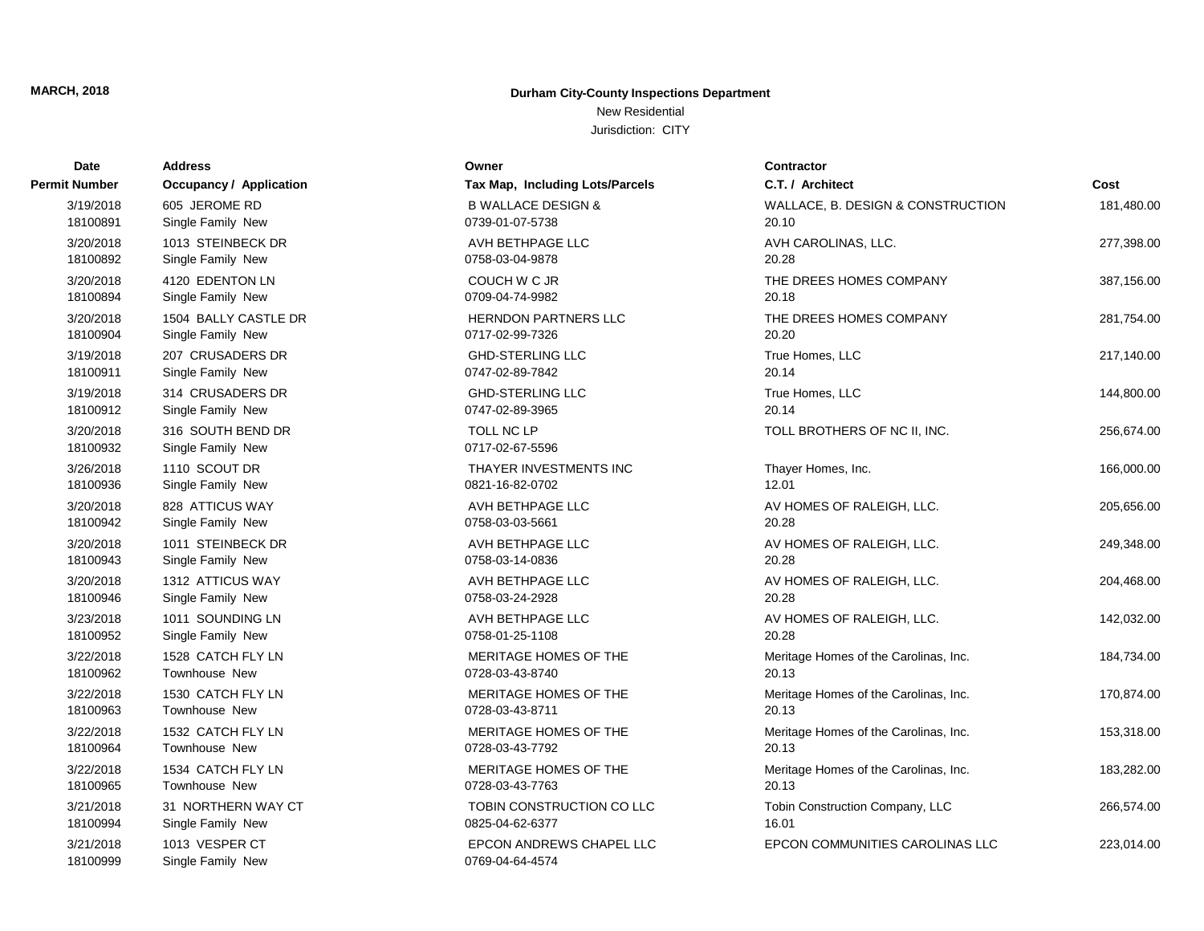**MARCH, 2018**

# Durham City-County Inspections Department

New Residential

Jurisdiction: CITY

| Date / Permit Number | Address / Occupancy / Application | Owner / Tax Map, Including Lots/Parcels | Contractor / C.T. / Architect | Cost |
|---|---|---|---|---|
| 3/19/2018 18100891 | 605 JEROME RD Single Family New | B WALLACE DESIGN & 0739-01-07-5738 | WALLACE, B. DESIGN & CONSTRUCTION 20.10 | 181,480.00 |
| 3/20/2018 18100892 | 1013 STEINBECK DR Single Family New | AVH BETHPAGE LLC 0758-03-04-9878 | AVH CAROLINAS, LLC. 20.28 | 277,398.00 |
| 3/20/2018 18100894 | 4120 EDENTON LN Single Family New | COUCH W C JR 0709-04-74-9982 | THE DREES HOMES COMPANY 20.18 | 387,156.00 |
| 3/20/2018 18100904 | 1504 BALLY CASTLE DR Single Family New | HERNDON PARTNERS LLC 0717-02-99-7326 | THE DREES HOMES COMPANY 20.20 | 281,754.00 |
| 3/19/2018 18100911 | 207 CRUSADERS DR Single Family New | GHD-STERLING LLC 0747-02-89-7842 | True Homes, LLC 20.14 | 217,140.00 |
| 3/19/2018 18100912 | 314 CRUSADERS DR Single Family New | GHD-STERLING LLC 0747-02-89-3965 | True Homes, LLC 20.14 | 144,800.00 |
| 3/20/2018 18100932 | 316 SOUTH BEND DR Single Family New | TOLL NC LP 0717-02-67-5596 | TOLL BROTHERS OF NC II, INC. | 256,674.00 |
| 3/26/2018 18100936 | 1110 SCOUT DR Single Family New | THAYER INVESTMENTS INC 0821-16-82-0702 | Thayer Homes, Inc. 12.01 | 166,000.00 |
| 3/20/2018 18100942 | 828 ATTICUS WAY Single Family New | AVH BETHPAGE LLC 0758-03-03-5661 | AV HOMES OF RALEIGH, LLC. 20.28 | 205,656.00 |
| 3/20/2018 18100943 | 1011 STEINBECK DR Single Family New | AVH BETHPAGE LLC 0758-03-14-0836 | AV HOMES OF RALEIGH, LLC. 20.28 | 249,348.00 |
| 3/20/2018 18100946 | 1312 ATTICUS WAY Single Family New | AVH BETHPAGE LLC 0758-03-24-2928 | AV HOMES OF RALEIGH, LLC. 20.28 | 204,468.00 |
| 3/23/2018 18100952 | 1011 SOUNDING LN Single Family New | AVH BETHPAGE LLC 0758-01-25-1108 | AV HOMES OF RALEIGH, LLC. 20.28 | 142,032.00 |
| 3/22/2018 18100962 | 1528 CATCH FLY LN Townhouse New | MERITAGE HOMES OF THE 0728-03-43-8740 | Meritage Homes of the Carolinas, Inc. 20.13 | 184,734.00 |
| 3/22/2018 18100963 | 1530 CATCH FLY LN Townhouse New | MERITAGE HOMES OF THE 0728-03-43-8711 | Meritage Homes of the Carolinas, Inc. 20.13 | 170,874.00 |
| 3/22/2018 18100964 | 1532 CATCH FLY LN Townhouse New | MERITAGE HOMES OF THE 0728-03-43-7792 | Meritage Homes of the Carolinas, Inc. 20.13 | 153,318.00 |
| 3/22/2018 18100965 | 1534 CATCH FLY LN Townhouse New | MERITAGE HOMES OF THE 0728-03-43-7763 | Meritage Homes of the Carolinas, Inc. 20.13 | 183,282.00 |
| 3/21/2018 18100994 | 31 NORTHERN WAY CT Single Family New | TOBIN CONSTRUCTION CO LLC 0825-04-62-6377 | Tobin Construction Company, LLC 16.01 | 266,574.00 |
| 3/21/2018 18100999 | 1013 VESPER CT Single Family New | EPCON ANDREWS CHAPEL LLC 0769-04-64-4574 | EPCON COMMUNITIES CAROLINAS LLC | 223,014.00 |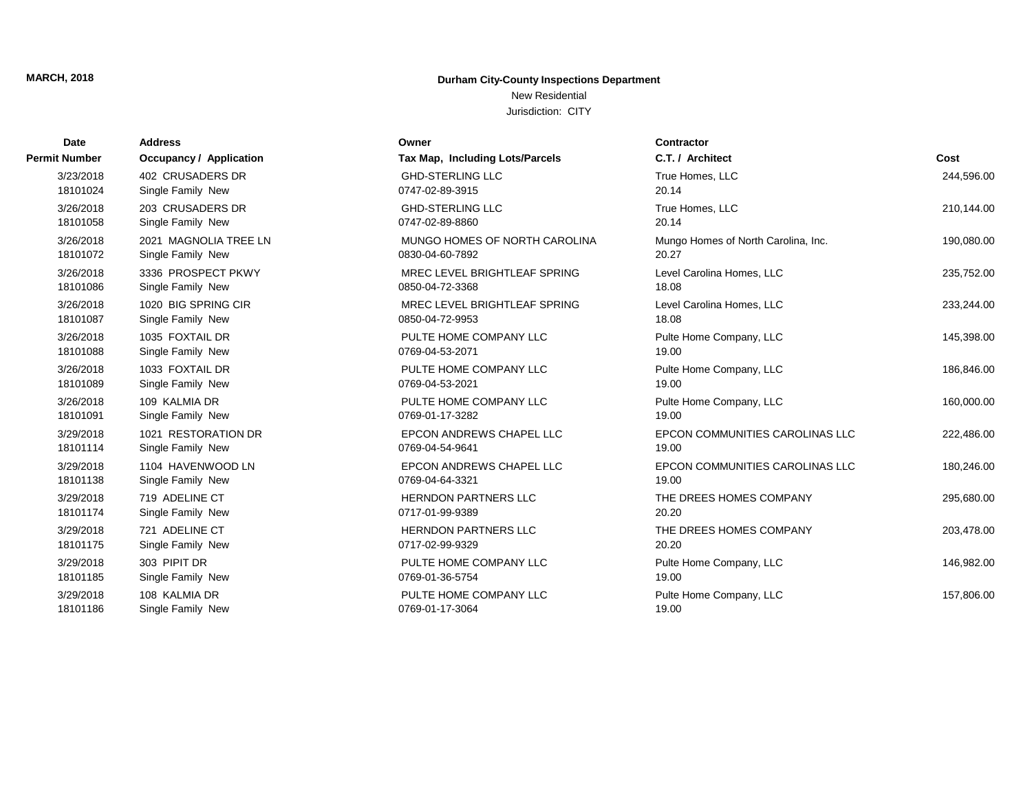**MARCH, 2018**

**Durham City-County Inspections Department**

New Residential

Jurisdiction: CITY

| Date<br>Permit Number | Address<br>Occupancy / Application | Owner<br>Tax Map, Including Lots/Parcels | Contractor<br>C.T. / Architect | Cost |
|---|---|---|---|---|
| 3/23/2018<br>18101024 | 402 CRUSADERS DR<br>Single Family New | GHD-STERLING LLC<br>0747-02-89-3915 | True Homes, LLC<br>20.14 | 244,596.00 |
| 3/26/2018<br>18101058 | 203 CRUSADERS DR<br>Single Family New | GHD-STERLING LLC<br>0747-02-89-8860 | True Homes, LLC<br>20.14 | 210,144.00 |
| 3/26/2018<br>18101072 | 2021 MAGNOLIA TREE LN<br>Single Family New | MUNGO HOMES OF NORTH CAROLINA<br>0830-04-60-7892 | Mungo Homes of North Carolina, Inc.<br>20.27 | 190,080.00 |
| 3/26/2018<br>18101086 | 3336 PROSPECT PKWY<br>Single Family New | MREC LEVEL BRIGHTLEAF SPRING<br>0850-04-72-3368 | Level Carolina Homes, LLC<br>18.08 | 235,752.00 |
| 3/26/2018<br>18101087 | 1020 BIG SPRING CIR<br>Single Family New | MREC LEVEL BRIGHTLEAF SPRING<br>0850-04-72-9953 | Level Carolina Homes, LLC<br>18.08 | 233,244.00 |
| 3/26/2018<br>18101088 | 1035 FOXTAIL DR<br>Single Family New | PULTE HOME COMPANY LLC<br>0769-04-53-2071 | Pulte Home Company, LLC<br>19.00 | 145,398.00 |
| 3/26/2018<br>18101089 | 1033 FOXTAIL DR<br>Single Family New | PULTE HOME COMPANY LLC<br>0769-04-53-2021 | Pulte Home Company, LLC<br>19.00 | 186,846.00 |
| 3/26/2018<br>18101091 | 109 KALMIA DR<br>Single Family New | PULTE HOME COMPANY LLC<br>0769-01-17-3282 | Pulte Home Company, LLC<br>19.00 | 160,000.00 |
| 3/29/2018<br>18101114 | 1021 RESTORATION DR<br>Single Family New | EPCON ANDREWS CHAPEL LLC<br>0769-04-54-9641 | EPCON COMMUNITIES CAROLINAS LLC<br>19.00 | 222,486.00 |
| 3/29/2018<br>18101138 | 1104 HAVENWOOD LN<br>Single Family New | EPCON ANDREWS CHAPEL LLC<br>0769-04-64-3321 | EPCON COMMUNITIES CAROLINAS LLC<br>19.00 | 180,246.00 |
| 3/29/2018<br>18101174 | 719 ADELINE CT<br>Single Family New | HERNDON PARTNERS LLC<br>0717-01-99-9389 | THE DREES HOMES COMPANY<br>20.20 | 295,680.00 |
| 3/29/2018<br>18101175 | 721 ADELINE CT<br>Single Family New | HERNDON PARTNERS LLC<br>0717-02-99-9329 | THE DREES HOMES COMPANY<br>20.20 | 203,478.00 |
| 3/29/2018<br>18101185 | 303 PIPIT DR<br>Single Family New | PULTE HOME COMPANY LLC<br>0769-01-36-5754 | Pulte Home Company, LLC<br>19.00 | 146,982.00 |
| 3/29/2018<br>18101186 | 108 KALMIA DR<br>Single Family New | PULTE HOME COMPANY LLC<br>0769-01-17-3064 | Pulte Home Company, LLC<br>19.00 | 157,806.00 |